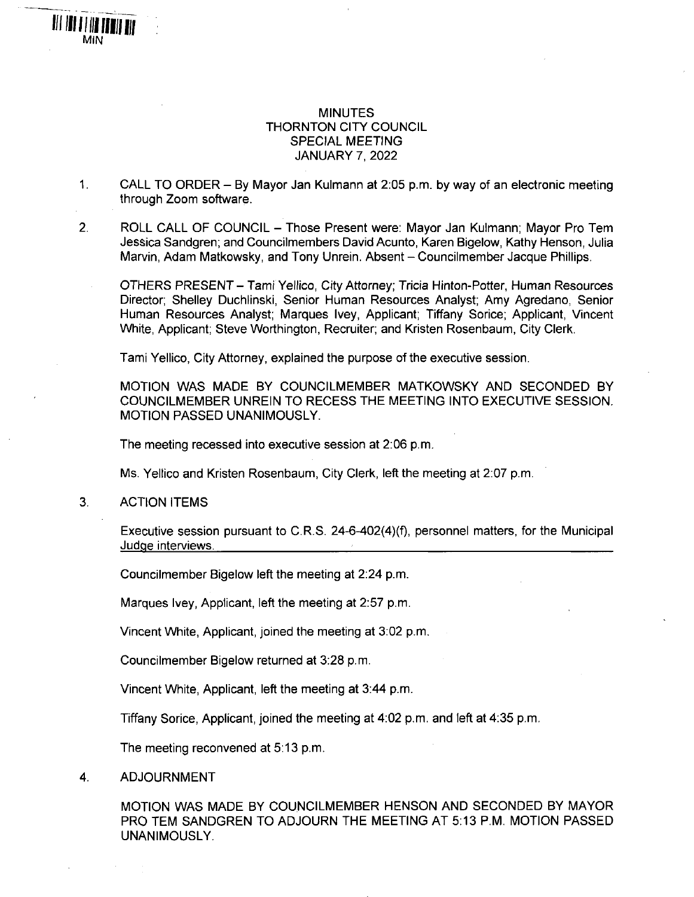# MINUTES
## THORNTON CITY COUNCIL
## SPECIAL MEETING
## JANUARY 7, 2022

1. CALL TO ORDER – By Mayor Jan Kulmann at 2:05 p.m. by way of an electronic meeting through Zoom software.

2. ROLL CALL OF COUNCIL – Those Present were: Mayor Jan Kulmann; Mayor Pro Tem Jessica Sandgren; and Councilmembers David Acunto, Karen Bigelow, Kathy Henson, Julia Marvin, Adam Matkowsky, and Tony Unrein. Absent – Councilmember Jacque Phillips.

   OTHERS PRESENT – Tami Yellico, City Attorney; Tricia Hinton-Potter, Human Resources Director; Shelley Duchlinski, Senior Human Resources Analyst; Amy Agredano, Senior Human Resources Analyst; Marques Ivey, Applicant; Tiffany Sorice; Applicant, Vincent White, Applicant; Steve Worthington, Recruiter; and Kristen Rosenbaum, City Clerk.

   Tami Yellico, City Attorney, explained the purpose of the executive session.

   MOTION WAS MADE BY COUNCILMEMBER MATKOWSKY AND SECONDED BY COUNCILMEMBER UNREIN TO RECESS THE MEETING INTO EXECUTIVE SESSION. MOTION PASSED UNANIMOUSLY.

   The meeting recessed into executive session at 2:06 p.m.

   Ms. Yellico and Kristen Rosenbaum, City Clerk, left the meeting at 2:07 p.m.

3. ACTION ITEMS

   Executive session pursuant to C.R.S. 24-6-402(4)(f), personnel matters, for the Municipal Judge interviews.

   Councilmember Bigelow left the meeting at 2:24 p.m.

   Marques Ivey, Applicant, left the meeting at 2:57 p.m.

   Vincent White, Applicant, joined the meeting at 3:02 p.m.

   Councilmember Bigelow returned at 3:28 p.m.

   Vincent White, Applicant, left the meeting at 3:44 p.m.

   Tiffany Sorice, Applicant, joined the meeting at 4:02 p.m. and left at 4:35 p.m.

   The meeting reconvened at 5:13 p.m.

4. ADJOURNMENT

   MOTION WAS MADE BY COUNCILMEMBER HENSON AND SECONDED BY MAYOR PRO TEM SANDGREN TO ADJOURN THE MEETING AT 5:13 P.M. MOTION PASSED UNANIMOUSLY.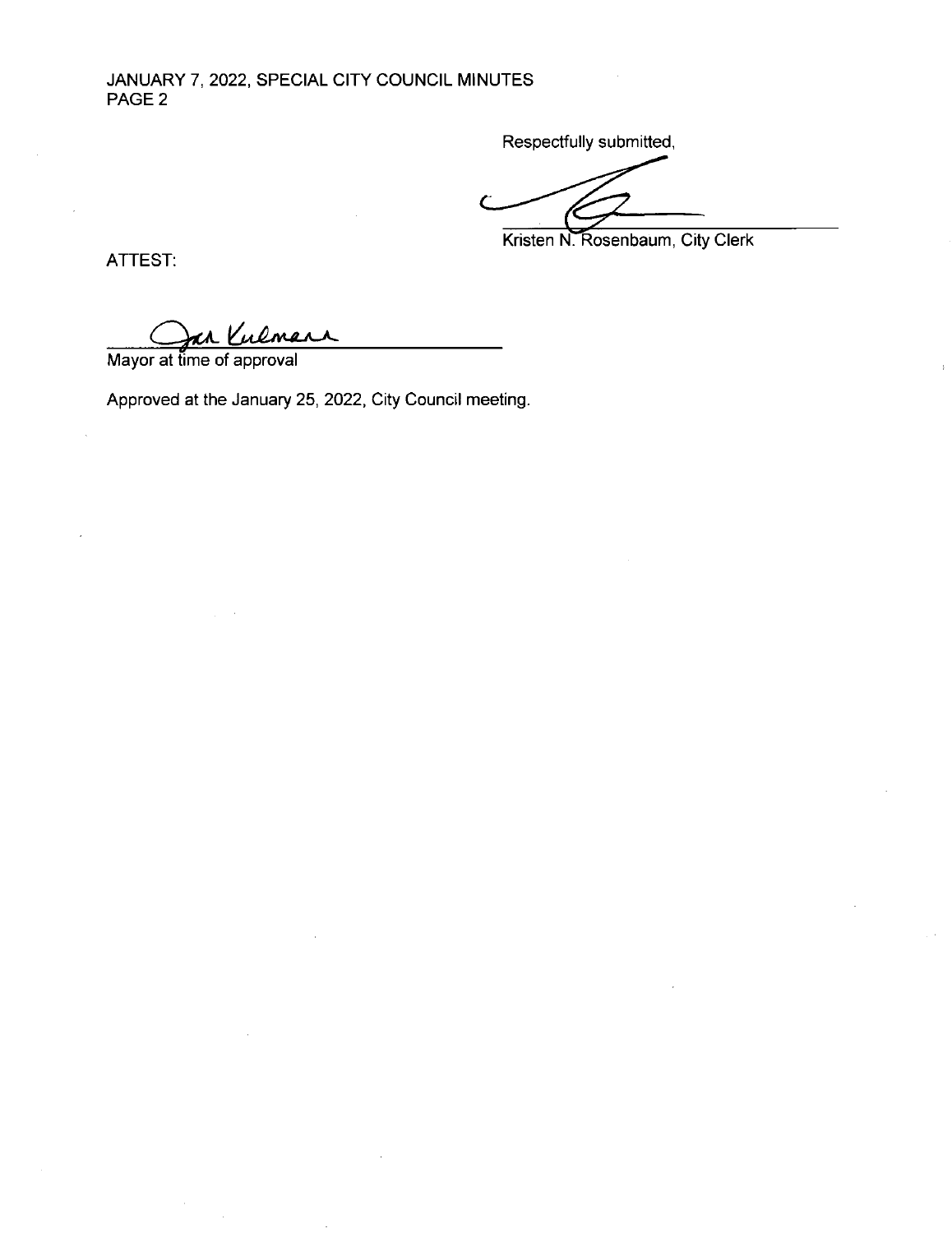Respectfully submitted,

Kristen N. Rosenbaum, City Clerk

ATTEST:

Mayor at time of approval

Approved at the January 25, 2022, City Council meeting.